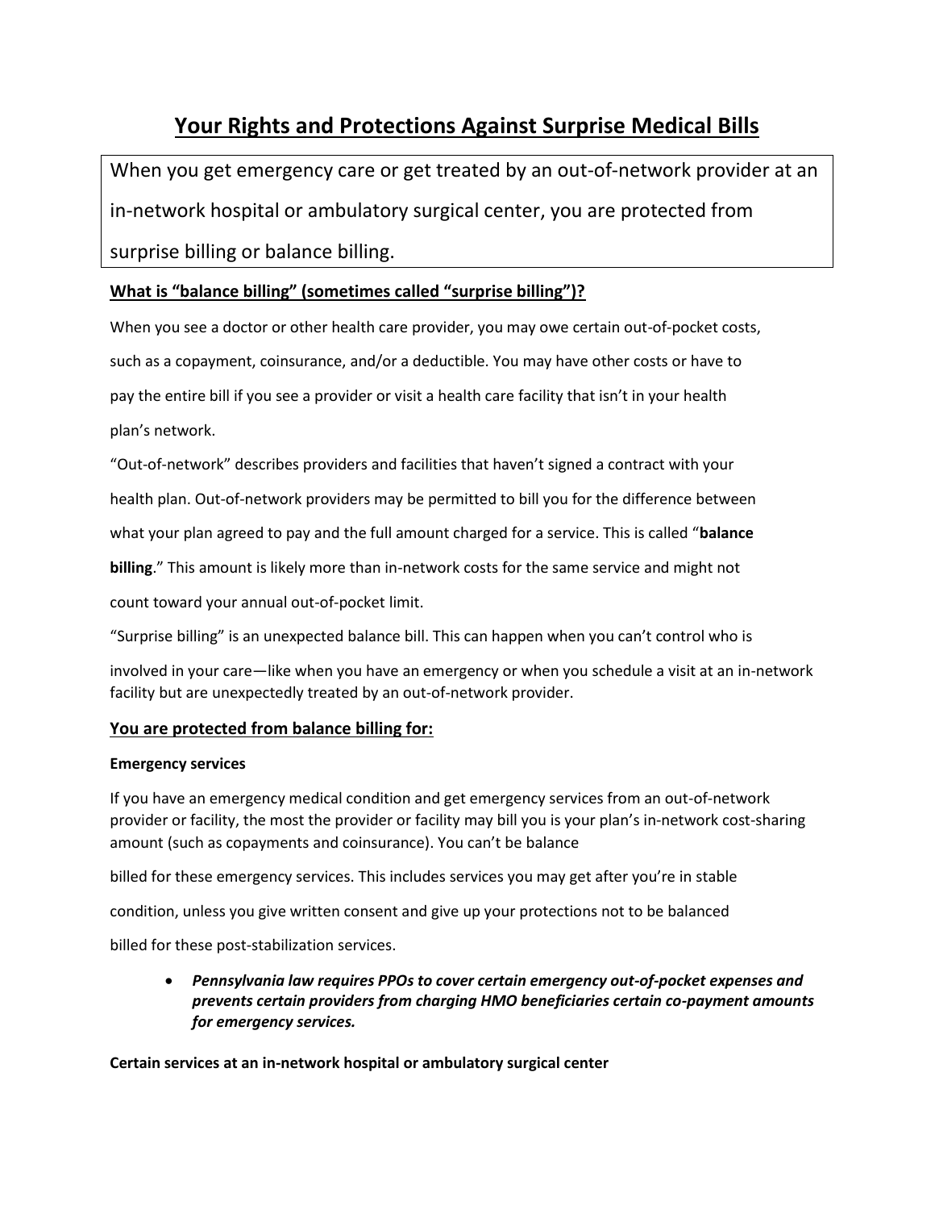# Your Rights and Protections Against Surprise Medical Bills

When you get emergency care or get treated by an out-of-network provider at an in-network hospital or ambulatory surgical center, you are protected from surprise billing or balance billing.

## What is "balance billing" (sometimes called "surprise billing")?

When you see a doctor or other health care provider, you may owe certain out-of-pocket costs, such as a copayment, coinsurance, and/or a deductible. You may have other costs or have to pay the entire bill if you see a provider or visit a health care facility that isn't in your health plan's network.

"Out-of-network" describes providers and facilities that haven't signed a contract with your health plan. Out-of-network providers may be permitted to bill you for the difference between what your plan agreed to pay and the full amount charged for a service. This is called "**balance billing**." This amount is likely more than in-network costs for the same service and might not count toward your annual out-of-pocket limit.

"Surprise billing" is an unexpected balance bill. This can happen when you can't control who is involved in your care—like when you have an emergency or when you schedule a visit at an in-network facility but are unexpectedly treated by an out-of-network provider.

## You are protected from balance billing for:

### Emergency services

If you have an emergency medical condition and get emergency services from an out-of-network provider or facility, the most the provider or facility may bill you is your plan's in-network cost-sharing amount (such as copayments and coinsurance). You can't be balance billed for these emergency services. This includes services you may get after you're in stable condition, unless you give written consent and give up your protections not to be balanced billed for these post-stabilization services.

- ***Pennsylvania law requires PPOs to cover certain emergency out-of-pocket expenses and prevents certain providers from charging HMO beneficiaries certain co-payment amounts for emergency services.***

### Certain services at an in-network hospital or ambulatory surgical center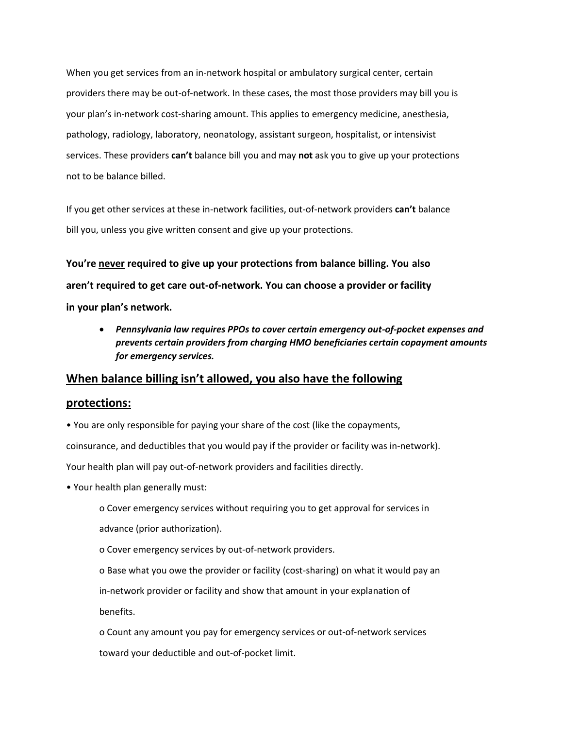When you get services from an in-network hospital or ambulatory surgical center, certain providers there may be out-of-network. In these cases, the most those providers may bill you is your plan's in-network cost-sharing amount. This applies to emergency medicine, anesthesia, pathology, radiology, laboratory, neonatology, assistant surgeon, hospitalist, or intensivist services. These providers **can't** balance bill you and may **not** ask you to give up your protections not to be balance billed.

If you get other services at these in-network facilities, out-of-network providers **can't** balance bill you, unless you give written consent and give up your protections.

**You're never required to give up your protections from balance billing. You also aren't required to get care out-of-network. You can choose a provider or facility in your plan's network.**

- ***Pennsylvania law requires PPOs to cover certain emergency out-of-pocket expenses and prevents certain providers from charging HMO beneficiaries certain copayment amounts for emergency services.***

## When balance billing isn't allowed, you also have the following protections:

- You are only responsible for paying your share of the cost (like the copayments, coinsurance, and deductibles that you would pay if the provider or facility was in-network). Your health plan will pay out-of-network providers and facilities directly.
- Your health plan generally must:
  - Cover emergency services without requiring you to get approval for services in advance (prior authorization).
  - Cover emergency services by out-of-network providers.
  - Base what you owe the provider or facility (cost-sharing) on what it would pay an in-network provider or facility and show that amount in your explanation of benefits.
  - Count any amount you pay for emergency services or out-of-network services toward your deductible and out-of-pocket limit.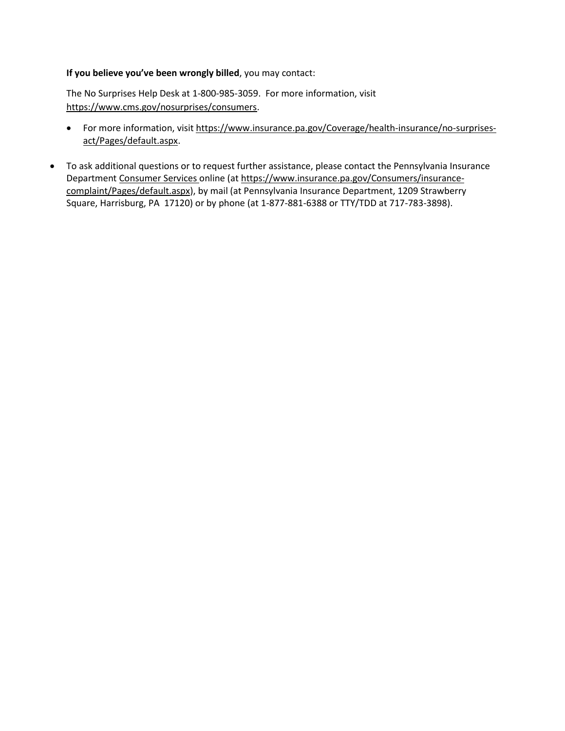**If you believe you've been wrongly billed**, you may contact:

The No Surprises Help Desk at 1-800-985-3059. For more information, visit https://www.cms.gov/nosurprises/consumers.

- For more information, visit https://www.insurance.pa.gov/Coverage/health-insurance/no-surprises-act/Pages/default.aspx.

- To ask additional questions or to request further assistance, please contact the Pennsylvania Insurance Department Consumer Services online (at https://www.insurance.pa.gov/Consumers/insurance-complaint/Pages/default.aspx), by mail (at Pennsylvania Insurance Department, 1209 Strawberry Square, Harrisburg, PA 17120) or by phone (at 1-877-881-6388 or TTY/TDD at 717-783-3898).